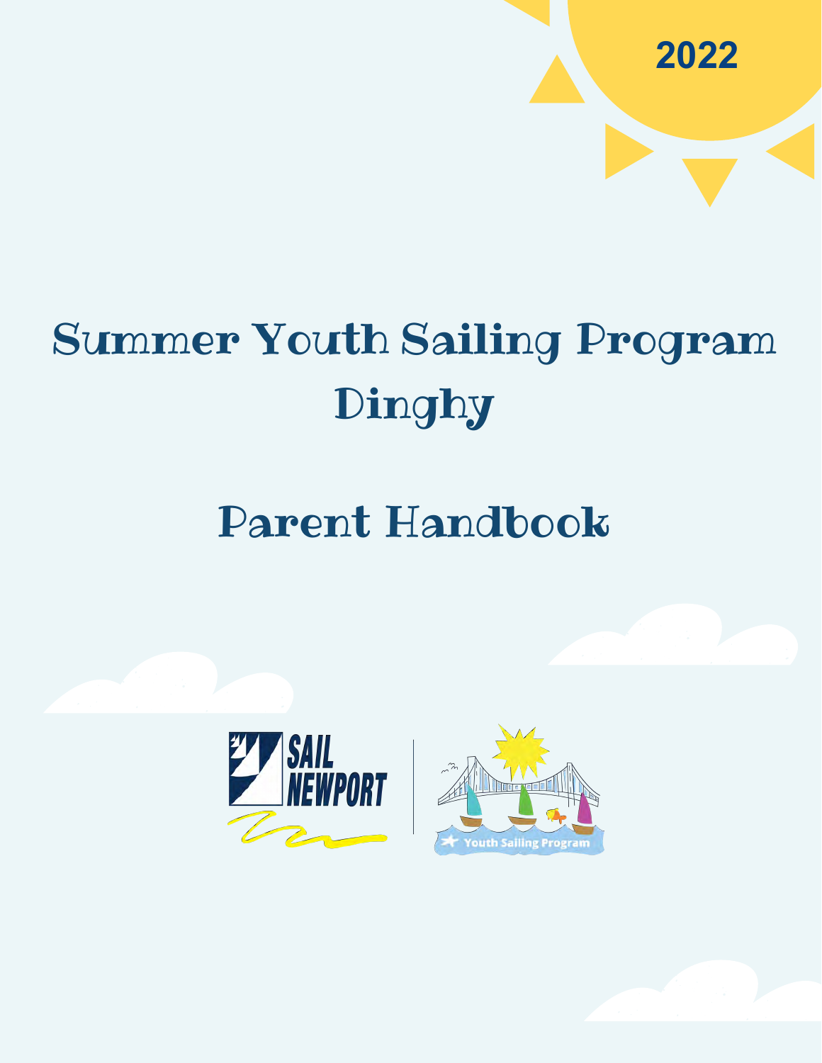2022

# Summer Youth Sailing Program
# Dinghy

# Parent Handbook

SAIL NEWPORT

Youth Sailing Program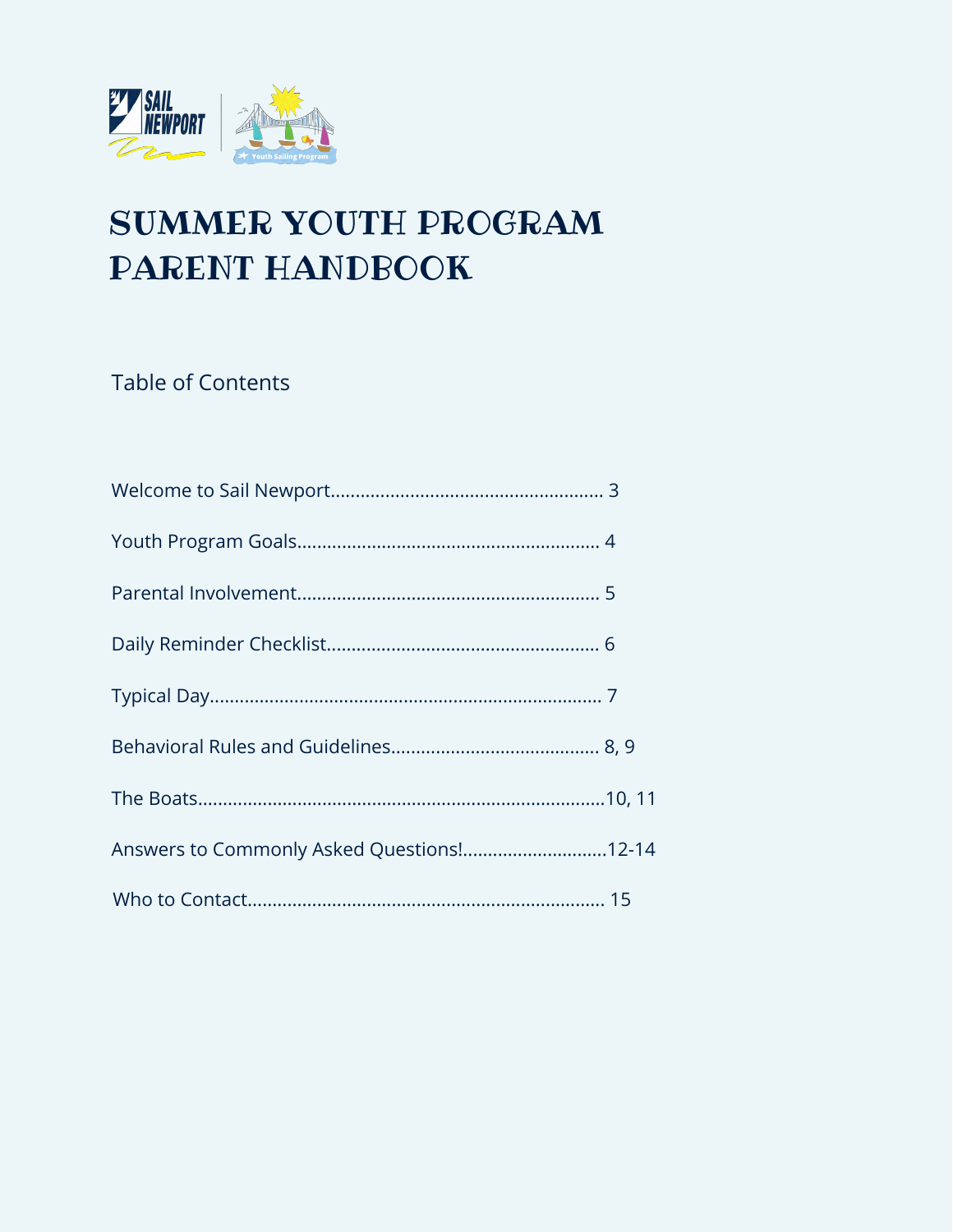# SUMMER YOUTH PROGRAM PARENT HANDBOOK

## Table of Contents

Welcome to Sail Newport...................................................... 3

Youth Program Goals........................................................... 4

Parental Involvement........................................................... 5

Daily Reminder Checklist...................................................... 6

Typical Day............................................................................. 7

Behavioral Rules and Guidelines......................................... 8, 9

The Boats...............................................................................10, 11

Answers to Commonly Asked Questions!............................12-14

Who to Contact...................................................................... 15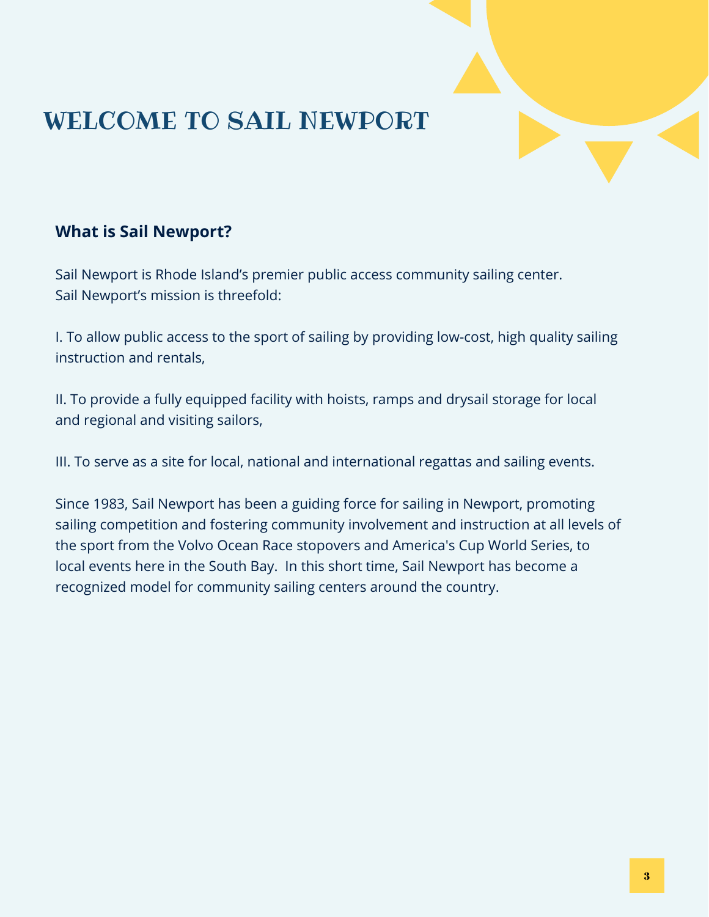# WELCOME TO SAIL NEWPORT

### What is Sail Newport?

Sail Newport is Rhode Island's premier public access community sailing center. Sail Newport's mission is threefold:

I. To allow public access to the sport of sailing by providing low-cost, high quality sailing instruction and rentals,

II. To provide a fully equipped facility with hoists, ramps and drysail storage for local and regional and visiting sailors,

III. To serve as a site for local, national and international regattas and sailing events.

Since 1983, Sail Newport has been a guiding force for sailing in Newport, promoting sailing competition and fostering community involvement and instruction at all levels of the sport from the Volvo Ocean Race stopovers and America's Cup World Series, to local events here in the South Bay. In this short time, Sail Newport has become a recognized model for community sailing centers around the country.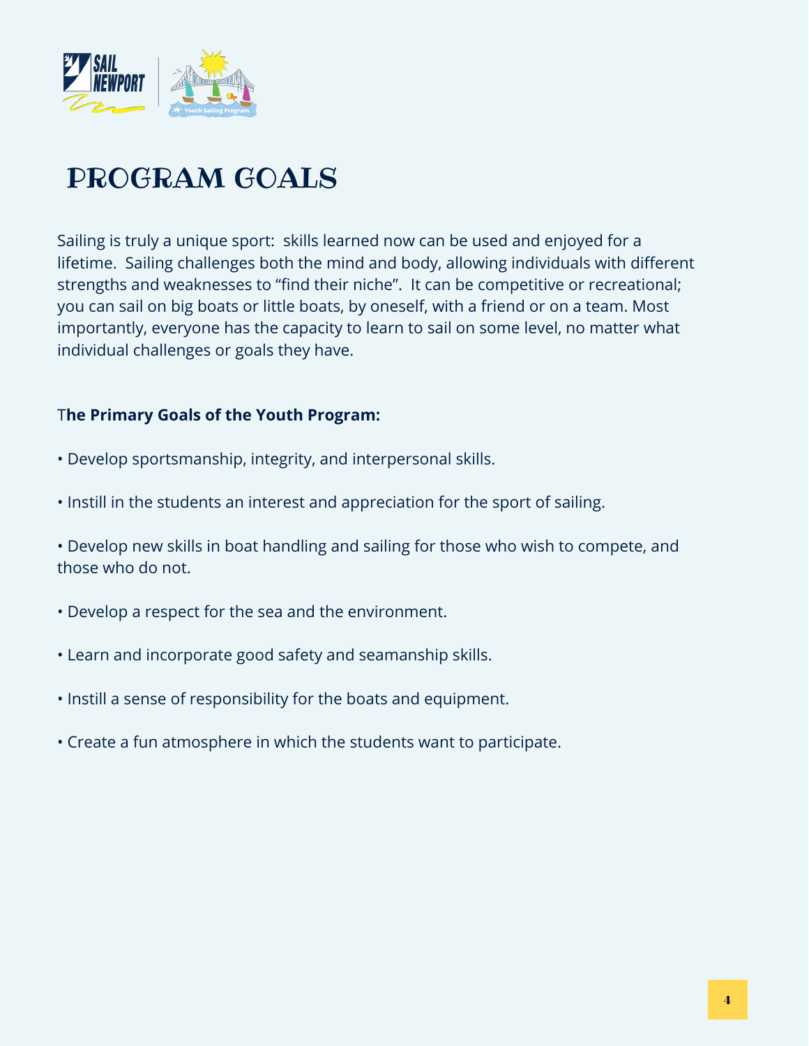# PROGRAM GOALS

Sailing is truly a unique sport: skills learned now can be used and enjoyed for a lifetime. Sailing challenges both the mind and body, allowing individuals with different strengths and weaknesses to "find their niche". It can be competitive or recreational; you can sail on big boats or little boats, by oneself, with a friend or on a team. Most importantly, everyone has the capacity to learn to sail on some level, no matter what individual challenges or goals they have.

**The Primary Goals of the Youth Program:**

- Develop sportsmanship, integrity, and interpersonal skills.
- Instill in the students an interest and appreciation for the sport of sailing.
- Develop new skills in boat handling and sailing for those who wish to compete, and those who do not.
- Develop a respect for the sea and the environment.
- Learn and incorporate good safety and seamanship skills.
- Instill a sense of responsibility for the boats and equipment.
- Create a fun atmosphere in which the students want to participate.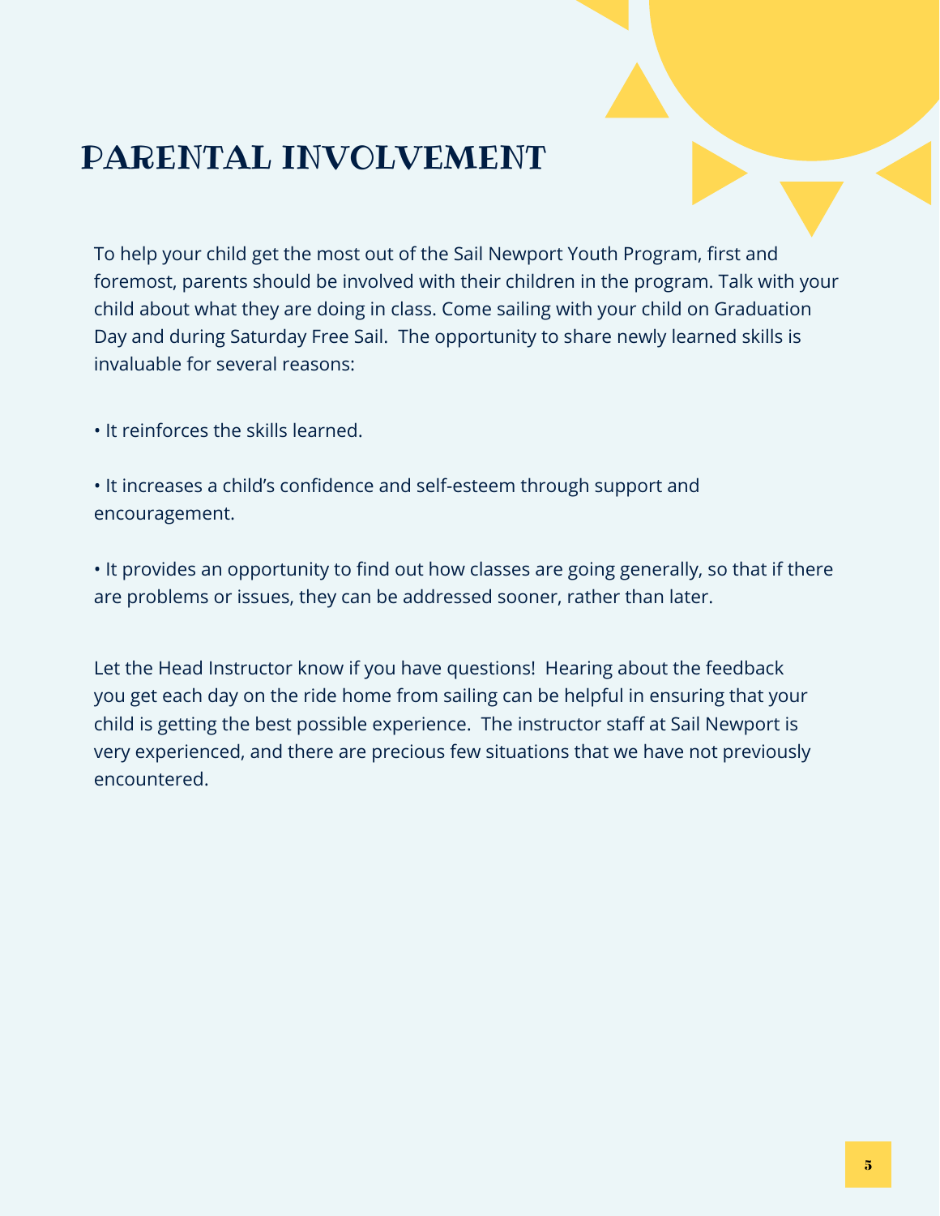# PARENTAL INVOLVEMENT

To help your child get the most out of the Sail Newport Youth Program, first and foremost, parents should be involved with their children in the program. Talk with your child about what they are doing in class. Come sailing with your child on Graduation Day and during Saturday Free Sail. The opportunity to share newly learned skills is invaluable for several reasons:

- It reinforces the skills learned.
- It increases a child's confidence and self-esteem through support and encouragement.
- It provides an opportunity to find out how classes are going generally, so that if there are problems or issues, they can be addressed sooner, rather than later.

Let the Head Instructor know if you have questions! Hearing about the feedback you get each day on the ride home from sailing can be helpful in ensuring that your child is getting the best possible experience. The instructor staff at Sail Newport is very experienced, and there are precious few situations that we have not previously encountered.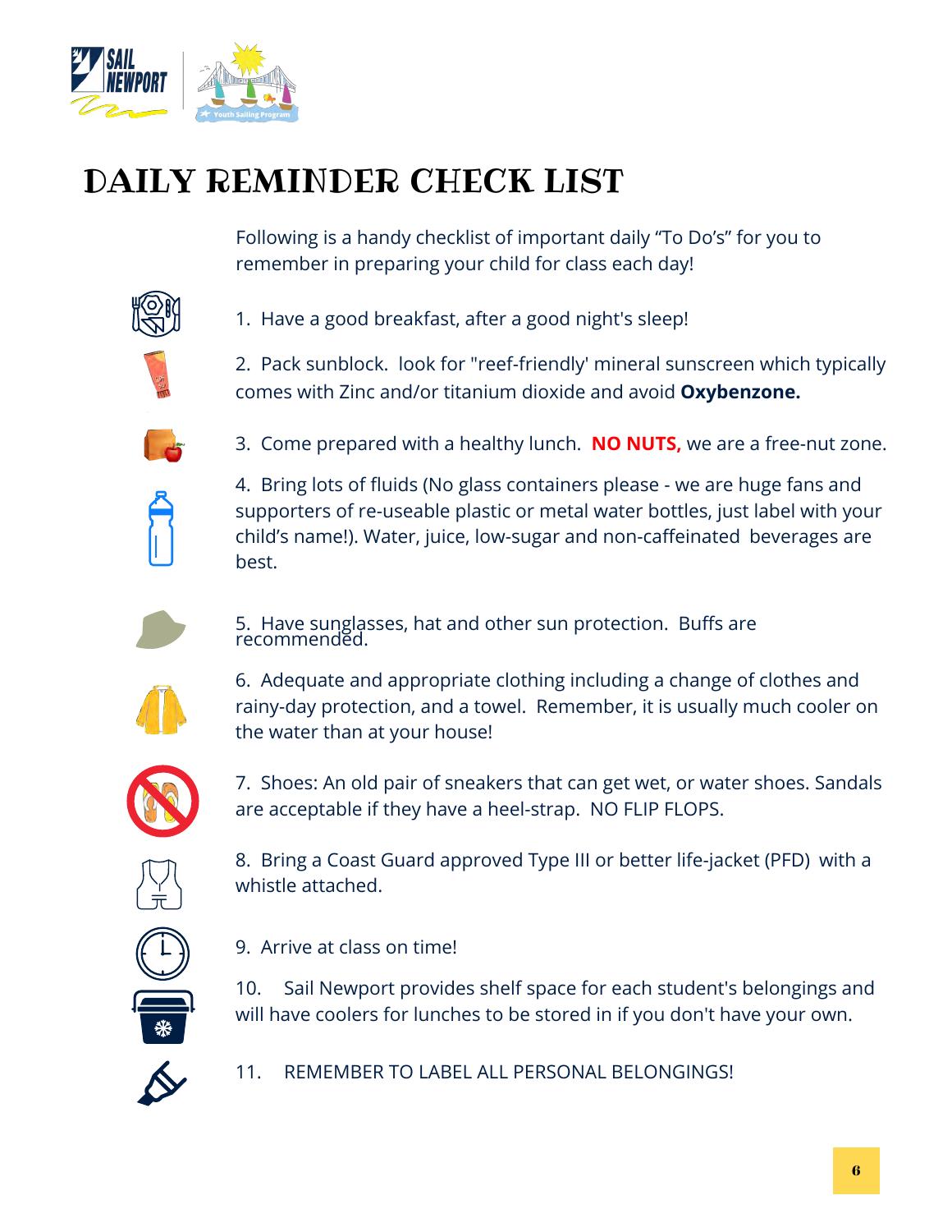# DAILY REMINDER CHECK LIST

Following is a handy checklist of important daily “To Do’s” for you to remember in preparing your child for class each day!

1. Have a good breakfast, after a good night's sleep!
2. Pack sunblock. look for "reef-friendly' mineral sunscreen which typically comes with Zinc and/or titanium dioxide and avoid **Oxybenzone.**
3. Come prepared with a healthy lunch. **NO NUTS,** we are a free-nut zone.
4. Bring lots of fluids (No glass containers please - we are huge fans and supporters of re-useable plastic or metal water bottles, just label with your child’s name!). Water, juice, low-sugar and non-caffeinated beverages are best.
5. Have sunglasses, hat and other sun protection. Buffs are recommended.
6. Adequate and appropriate clothing including a change of clothes and rainy-day protection, and a towel. Remember, it is usually much cooler on the water than at your house!
7. Shoes: An old pair of sneakers that can get wet, or water shoes. Sandals are acceptable if they have a heel-strap. NO FLIP FLOPS.
8. Bring a Coast Guard approved Type III or better life-jacket (PFD) with a whistle attached.
9. Arrive at class on time!
10. Sail Newport provides shelf space for each student's belongings and will have coolers for lunches to be stored in if you don't have your own.
11. REMEMBER TO LABEL ALL PERSONAL BELONGINGS!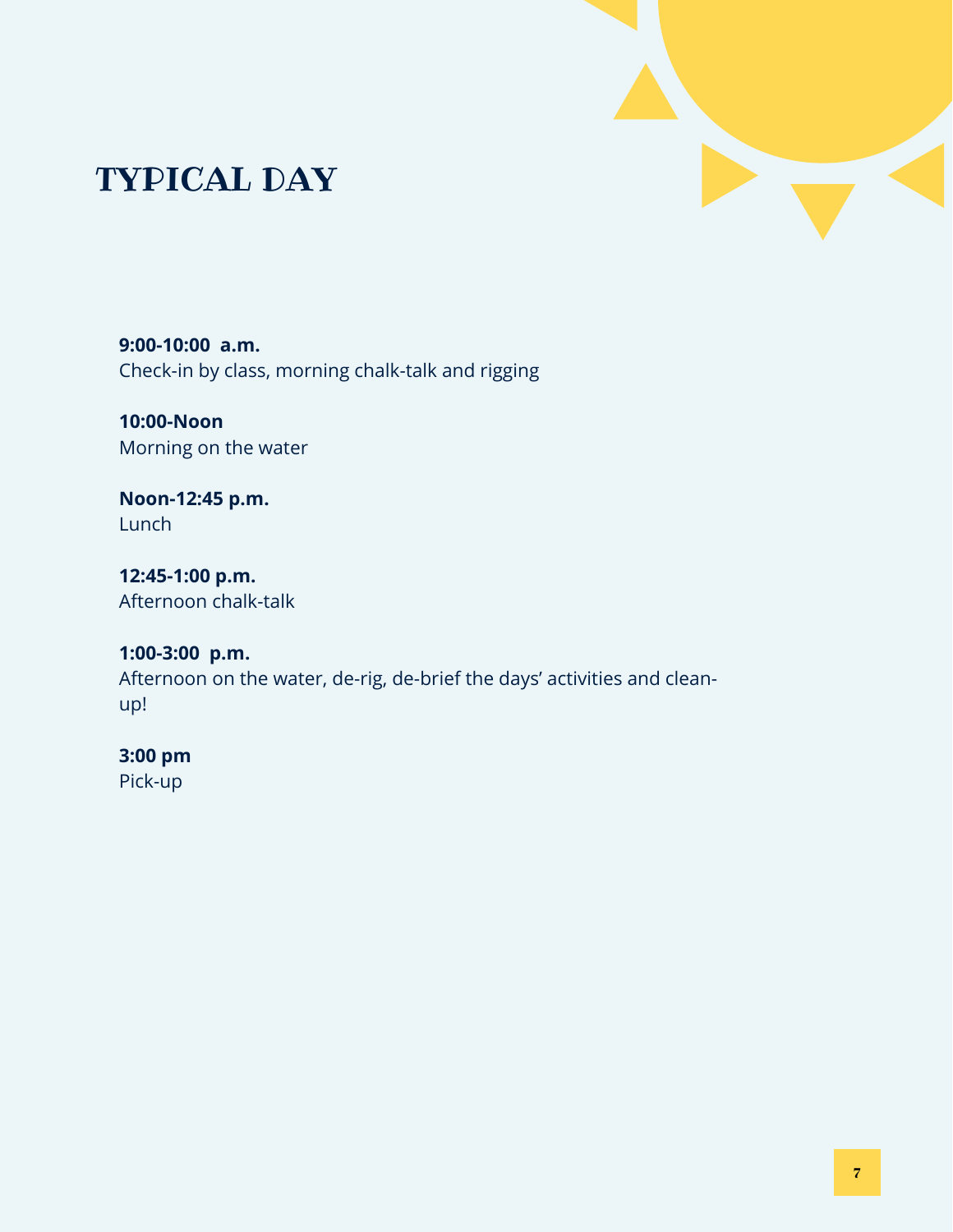# TYPICAL DAY

**9:00-10:00 a.m.**
Check-in by class, morning chalk-talk and rigging

**10:00-Noon**
Morning on the water

**Noon-12:45 p.m.**
Lunch

**12:45-1:00 p.m.**
Afternoon chalk-talk

**1:00-3:00 p.m.**
Afternoon on the water, de-rig, de-brief the days' activities and clean-up!

**3:00 pm**
Pick-up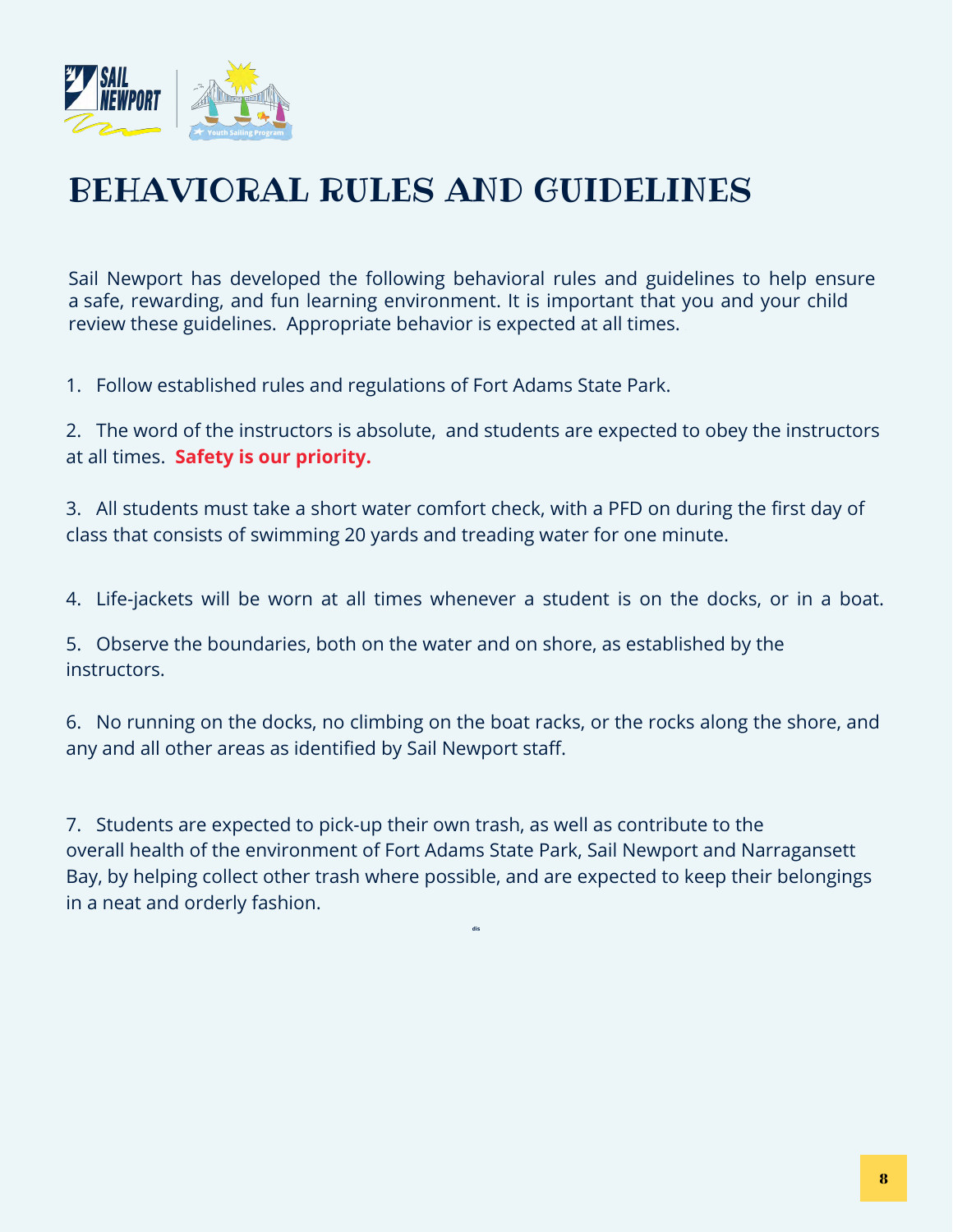# BEHAVIORAL RULES AND GUIDELINES

Sail Newport has developed the following behavioral rules and guidelines to help ensure a safe, rewarding, and fun learning environment. It is important that you and your child review these guidelines. Appropriate behavior is expected at all times.

1. Follow established rules and regulations of Fort Adams State Park.

2. The word of the instructors is absolute, and students are expected to obey the instructors at all times. **Safety is our priority.**

3. All students must take a short water comfort check, with a PFD on during the first day of class that consists of swimming 20 yards and treading water for one minute.

4. Life-jackets will be worn at all times whenever a student is on the docks, or in a boat.

5. Observe the boundaries, both on the water and on shore, as established by the instructors.

6. No running on the docks, no climbing on the boat racks, or the rocks along the shore, and any and all other areas as identified by Sail Newport staff.

7. Students are expected to pick-up their own trash, as well as contribute to the overall health of the environment of Fort Adams State Park, Sail Newport and Narragansett Bay, by helping collect other trash where possible, and are expected to keep their belongings in a neat and orderly fashion.

dis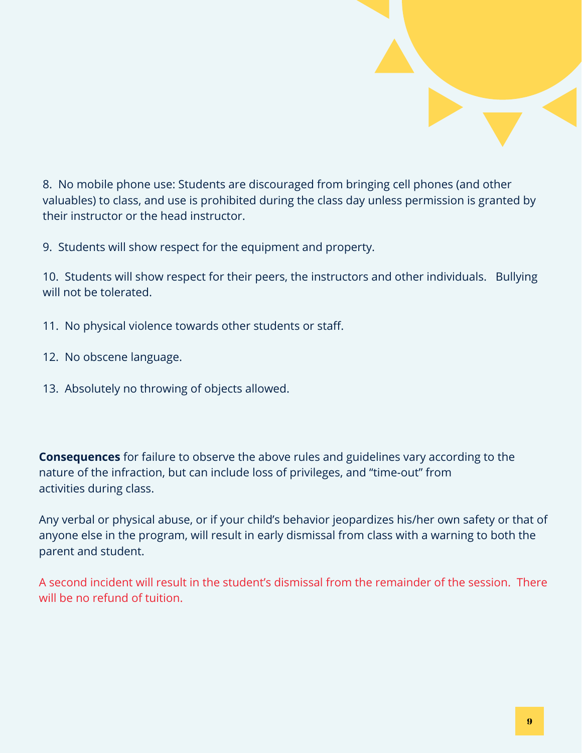8. No mobile phone use: Students are discouraged from bringing cell phones (and other valuables) to class, and use is prohibited during the class day unless permission is granted by their instructor or the head instructor.

9. Students will show respect for the equipment and property.

10. Students will show respect for their peers, the instructors and other individuals. Bullying will not be tolerated.

11. No physical violence towards other students or staff.

12. No obscene language.

13. Absolutely no throwing of objects allowed.

**Consequences** for failure to observe the above rules and guidelines vary according to the nature of the infraction, but can include loss of privileges, and "time-out" from activities during class.

Any verbal or physical abuse, or if your child's behavior jeopardizes his/her own safety or that of anyone else in the program, will result in early dismissal from class with a warning to both the parent and student.

A second incident will result in the student's dismissal from the remainder of the session. There will be no refund of tuition.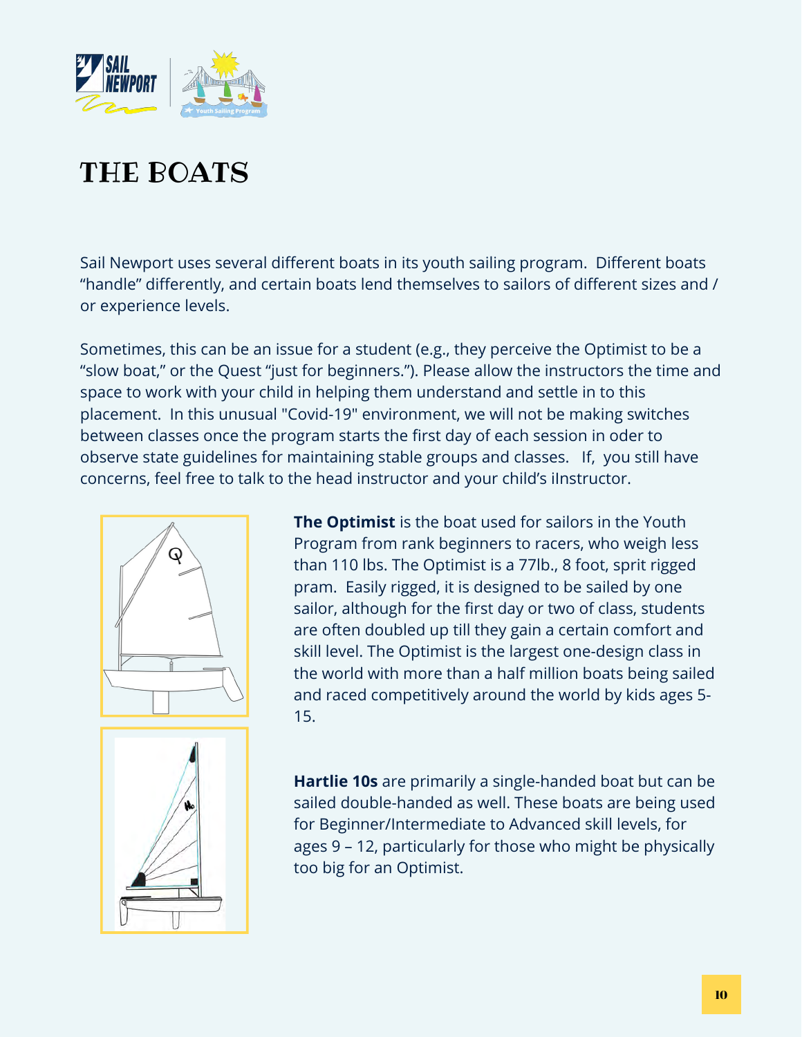# THE BOATS

Sail Newport uses several different boats in its youth sailing program. Different boats "handle" differently, and certain boats lend themselves to sailors of different sizes and / or experience levels.

Sometimes, this can be an issue for a student (e.g., they perceive the Optimist to be a "slow boat," or the Quest "just for beginners."). Please allow the instructors the time and space to work with your child in helping them understand and settle in to this placement. In this unusual "Covid-19" environment, we will not be making switches between classes once the program starts the first day of each session in oder to observe state guidelines for maintaining stable groups and classes. If, you still have concerns, feel free to talk to the head instructor and your child's iInstructor.

**The Optimist** is the boat used for sailors in the Youth Program from rank beginners to racers, who weigh less than 110 lbs. The Optimist is a 77lb., 8 foot, sprit rigged pram. Easily rigged, it is designed to be sailed by one sailor, although for the first day or two of class, students are often doubled up till they gain a certain comfort and skill level. The Optimist is the largest one-design class in the world with more than a half million boats being sailed and raced competitively around the world by kids ages 5-15.

**Hartlie 10s** are primarily a single-handed boat but can be sailed double-handed as well. These boats are being used for Beginner/Intermediate to Advanced skill levels, for ages 9 – 12, particularly for those who might be physically too big for an Optimist.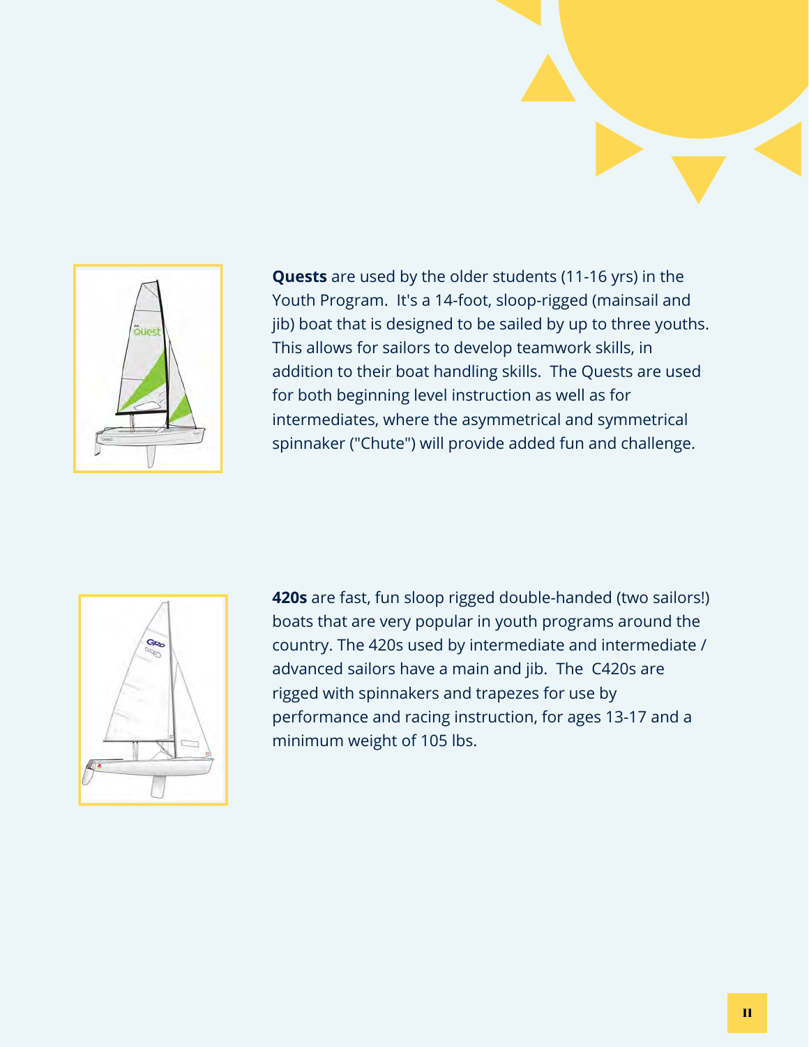**Quests** are used by the older students (11-16 yrs) in the Youth Program.  It's a 14-foot, sloop-rigged (mainsail and jib) boat that is designed to be sailed by up to three youths. This allows for sailors to develop teamwork skills, in addition to their boat handling skills.  The Quests are used for both beginning level instruction as well as for intermediates, where the asymmetrical and symmetrical spinnaker ("Chute") will provide added fun and challenge.

**420s** are fast, fun sloop rigged double-handed (two sailors!) boats that are very popular in youth programs around the country. The 420s used by intermediate and intermediate / advanced sailors have a main and jib.  The  C420s are rigged with spinnakers and trapezes for use by performance and racing instruction, for ages 13-17 and a minimum weight of 105 lbs.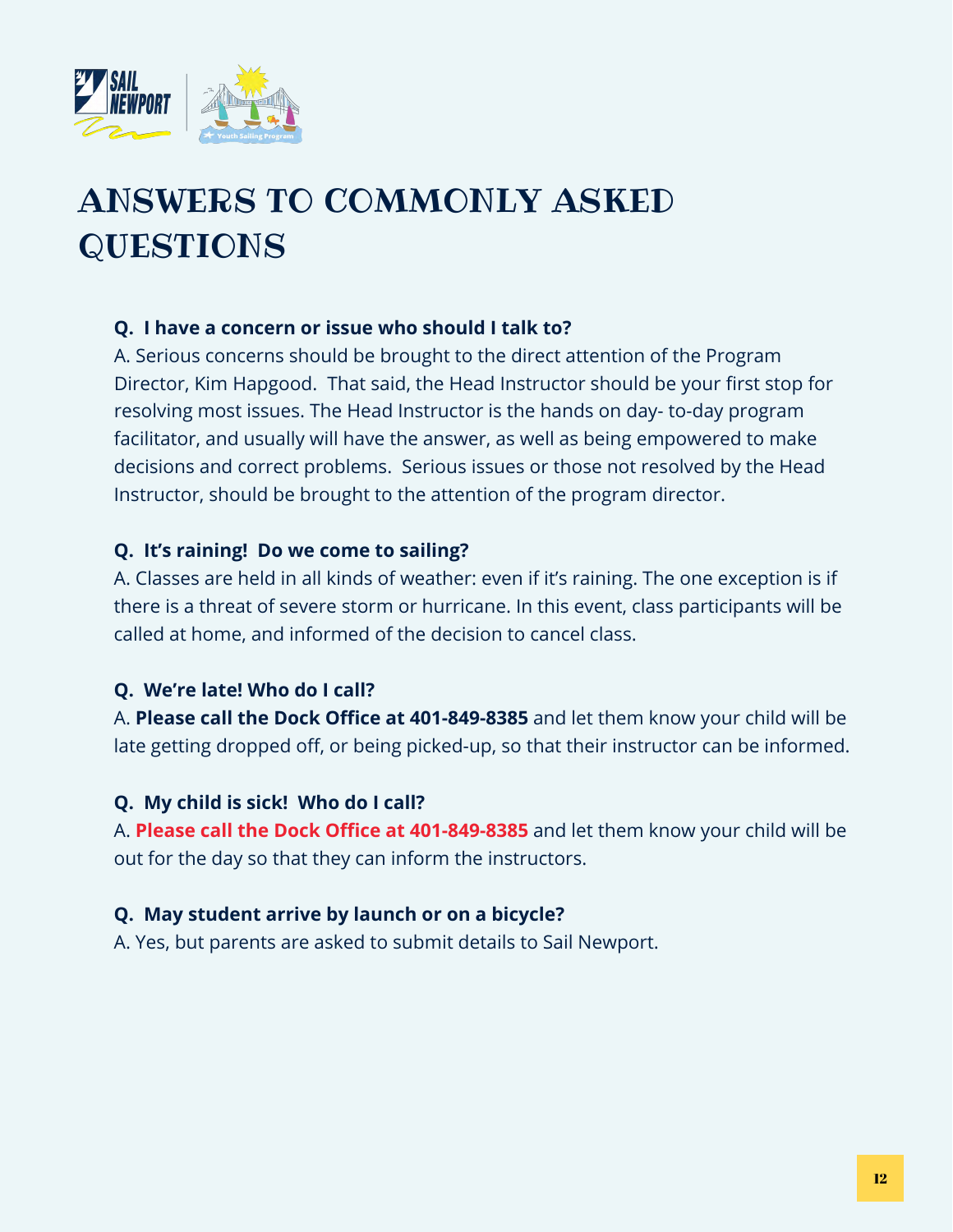# ANSWERS TO COMMONLY ASKED QUESTIONS

**Q. I have a concern or issue who should I talk to?**

A. Serious concerns should be brought to the direct attention of the Program Director, Kim Hapgood. That said, the Head Instructor should be your first stop for resolving most issues. The Head Instructor is the hands on day- to-day program facilitator, and usually will have the answer, as well as being empowered to make decisions and correct problems. Serious issues or those not resolved by the Head Instructor, should be brought to the attention of the program director.

**Q. It's raining! Do we come to sailing?**

A. Classes are held in all kinds of weather: even if it's raining. The one exception is if there is a threat of severe storm or hurricane. In this event, class participants will be called at home, and informed of the decision to cancel class.

**Q. We're late! Who do I call?**

A. **Please call the Dock Office at 401-849-8385** and let them know your child will be late getting dropped off, or being picked-up, so that their instructor can be informed.

**Q. My child is sick! Who do I call?**

A. **Please call the Dock Office at 401-849-8385** and let them know your child will be out for the day so that they can inform the instructors.

**Q. May student arrive by launch or on a bicycle?**

A. Yes, but parents are asked to submit details to Sail Newport.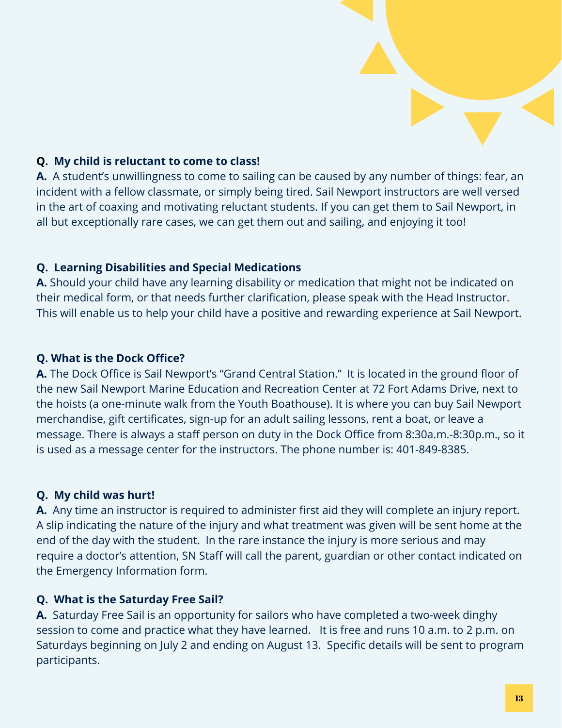**Q. My child is reluctant to come to class!**

**A.** A student's unwillingness to come to sailing can be caused by any number of things: fear, an incident with a fellow classmate, or simply being tired. Sail Newport instructors are well versed in the art of coaxing and motivating reluctant students. If you can get them to Sail Newport, in all but exceptionally rare cases, we can get them out and sailing, and enjoying it too!

**Q. Learning Disabilities and Special Medications**

**A.** Should your child have any learning disability or medication that might not be indicated on their medical form, or that needs further clarification, please speak with the Head Instructor. This will enable us to help your child have a positive and rewarding experience at Sail Newport.

**Q. What is the Dock Office?**

**A.** The Dock Office is Sail Newport's "Grand Central Station." It is located in the ground floor of the new Sail Newport Marine Education and Recreation Center at 72 Fort Adams Drive, next to the hoists (a one-minute walk from the Youth Boathouse). It is where you can buy Sail Newport merchandise, gift certificates, sign-up for an adult sailing lessons, rent a boat, or leave a message. There is always a staff person on duty in the Dock Office from 8:30a.m.-8:30p.m., so it is used as a message center for the instructors. The phone number is: 401-849-8385.

**Q. My child was hurt!**

**A.** Any time an instructor is required to administer first aid they will complete an injury report. A slip indicating the nature of the injury and what treatment was given will be sent home at the end of the day with the student. In the rare instance the injury is more serious and may require a doctor's attention, SN Staff will call the parent, guardian or other contact indicated on the Emergency Information form.

**Q. What is the Saturday Free Sail?**

**A.** Saturday Free Sail is an opportunity for sailors who have completed a two-week dinghy session to come and practice what they have learned. It is free and runs 10 a.m. to 2 p.m. on Saturdays beginning on July 2 and ending on August 13. Specific details will be sent to program participants.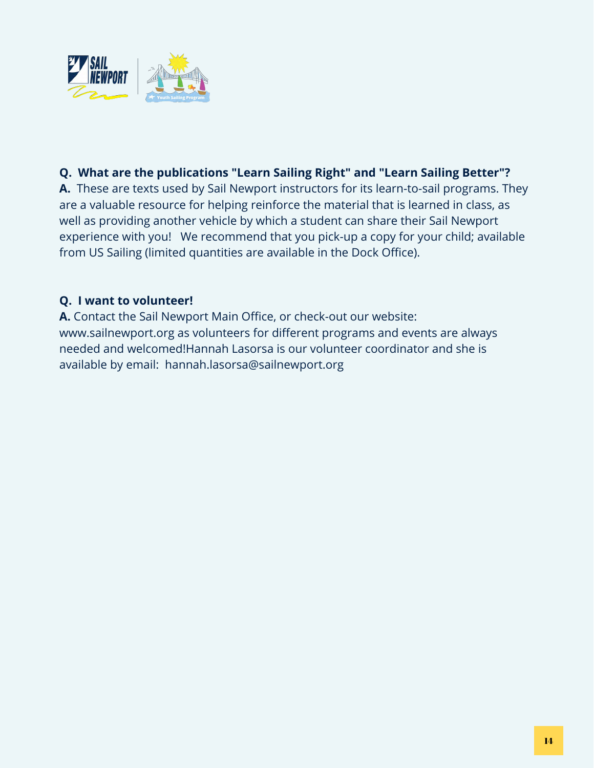**Q. What are the publications "Learn Sailing Right" and "Learn Sailing Better"?**
**A.** These are texts used by Sail Newport instructors for its learn-to-sail programs. They are a valuable resource for helping reinforce the material that is learned in class, as well as providing another vehicle by which a student can share their Sail Newport experience with you! We recommend that you pick-up a copy for your child; available from US Sailing (limited quantities are available in the Dock Office).

**Q. I want to volunteer!**
**A.** Contact the Sail Newport Main Office, or check-out our website: www.sailnewport.org as volunteers for different programs and events are always needed and welcomed!Hannah Lasorsa is our volunteer coordinator and she is available by email: hannah.lasorsa@sailnewport.org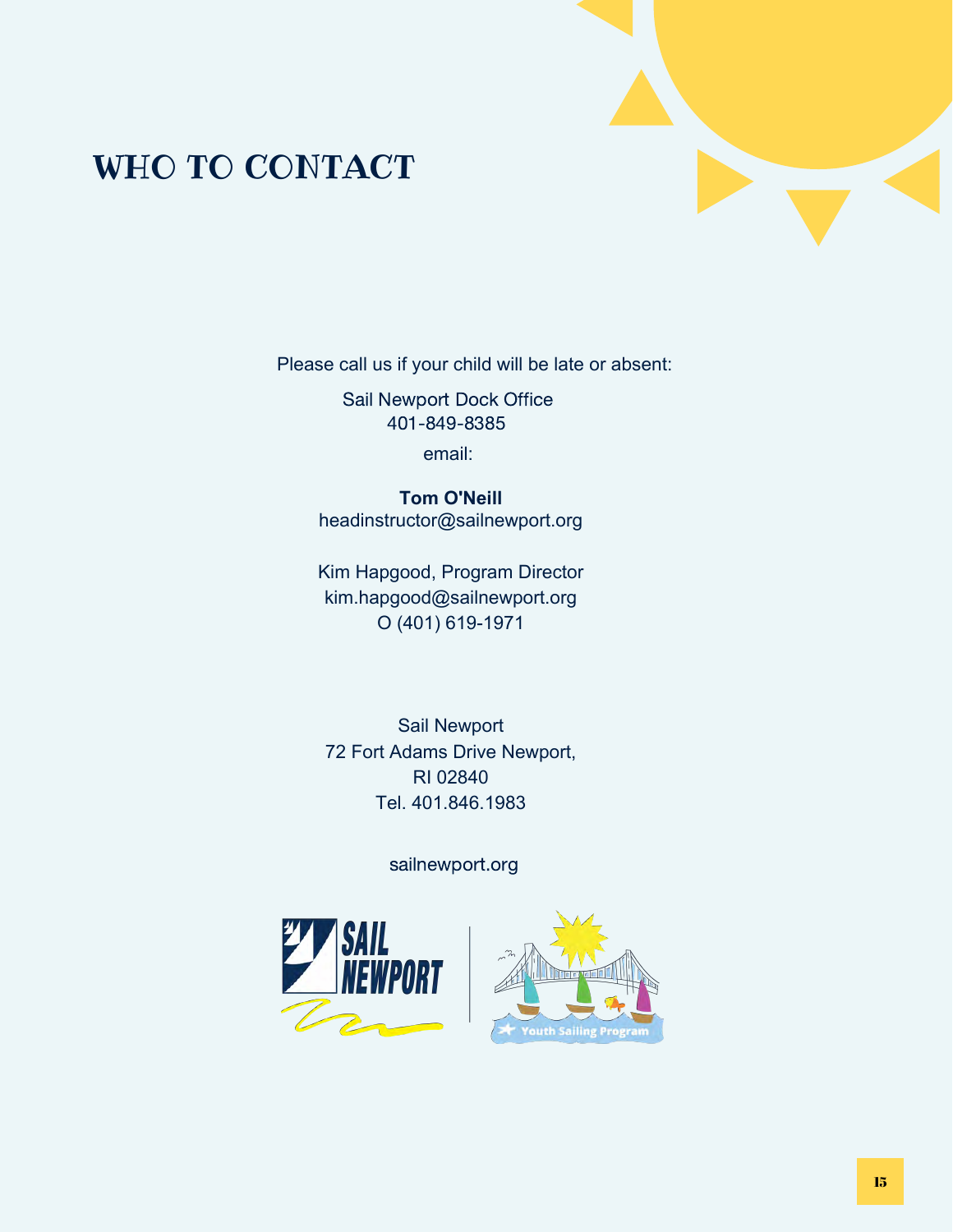# WHO TO CONTACT

Please call us if your child will be late or absent:

Sail Newport Dock Office
401-849-8385

email:

**Tom O'Neill**
headinstructor@sailnewport.org

Kim Hapgood, Program Director
kim.hapgood@sailnewport.org
O (401) 619-1971

Sail Newport
72 Fort Adams Drive Newport,
RI 02840
Tel. 401.846.1983

sailnewport.org